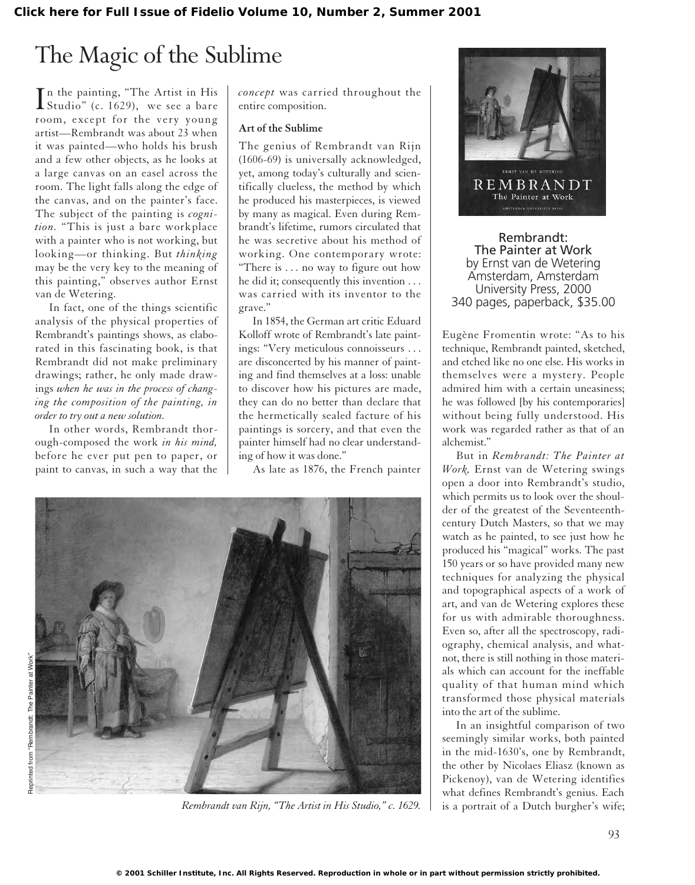# The Magic of the Sublime

In the painting, "The Artist in His Studio" (c. 1629), we see a bare room, except for the very young artist—Rembrandt was about 23 when it was painted—who holds his brush and a few other objects, as he looks at a large canvas on an easel across the room. The light falls along the edge of the canvas, and on the painter's face. The subject of the painting is *cognition*. "This is just a bare workplace with a painter who is not working, but looking—or thinking. But *thinking* may be the very key to the meaning of this painting," observes author Ernst van de Wetering.

In fact, one of the things scientific analysis of the physical properties of Rembrandt's paintings shows, as elaborated in this fascinating book, is that Rembrandt did not make preliminary drawings; rather, he only made drawings *when he was in the process of changing the composition of the painting, in order to try out a new solution.*

In other words, Rembrandt thorough-composed the work *in his mind,* before he ever put pen to paper, or paint to canvas, in such a way that the *concept* was carried throughout the entire composition.

### Art of the Sublime

The genius of Rembrandt van Rijn (1606-69) is universally acknowledged, yet, among today's culturally and scientifically clueless, the method by which he produced his masterpieces, is viewed by many as magical. Even during Rembrandt's lifetime, rumors circulated that he was secretive about his method of working. One contemporary wrote: "There is . . . no way to figure out how he did it; consequently this invention . . . was carried with its inventor to the grave."

In 1854, the German art critic Eduard Kolloff wrote of Rembrandt's late paintings: "Very meticulous connoisseurs . . . are disconcerted by his manner of painting and find themselves at a loss: unable to discover how his pictures are made, they can do no better than declare that the hermetically sealed facture of his paintings is sorcery, and that even the painter himself had no clear understanding of how it was done."

As late as 1876, the French painter Eugène Fromentin wrote: "As to his technique, Rembrandt painted, sketched, and etched like no one else. His works in themselves were a mystery. People admired him with a certain uneasiness; he was followed [by his contemporaries] without being fully understood. His work was regarded rather as that of an alchemist."

Rembrandt van Rijn, "The Artist in His Studio," c. 1629.

Reprinted from "Rembrandt: The Painter at Work"

**Rembrandt: The Painter at Work**
by Ernst van de Wetering
Amsterdam, Amsterdam University Press, 2000
340 pages, paperback, $35.00

But in *Rembrandt: The Painter at Work,* Ernst van de Wetering swings open a door into Rembrandt's studio, which permits us to look over the shoulder of the greatest of the Seventeenth-century Dutch Masters, so that we may watch as he painted, to see just how he produced his "magical" works. The past 150 years or so have provided many new techniques for analyzing the physical and topographical aspects of a work of art, and van de Wetering explores these for us with admirable thoroughness. Even so, after all the spectroscopy, radiography, chemical analysis, and what-not, there is still nothing in those materials which can account for the ineffable quality of that human mind which transformed those physical materials into the art of the sublime.

In an insightful comparison of two seemingly similar works, both painted in the mid-1630's, one by Rembrandt, the other by Nicolaes Eliasz (known as Pickenoy), van de Wetering identifies what defines Rembrandt's genius. Each is a portrait of a Dutch burgher's wife;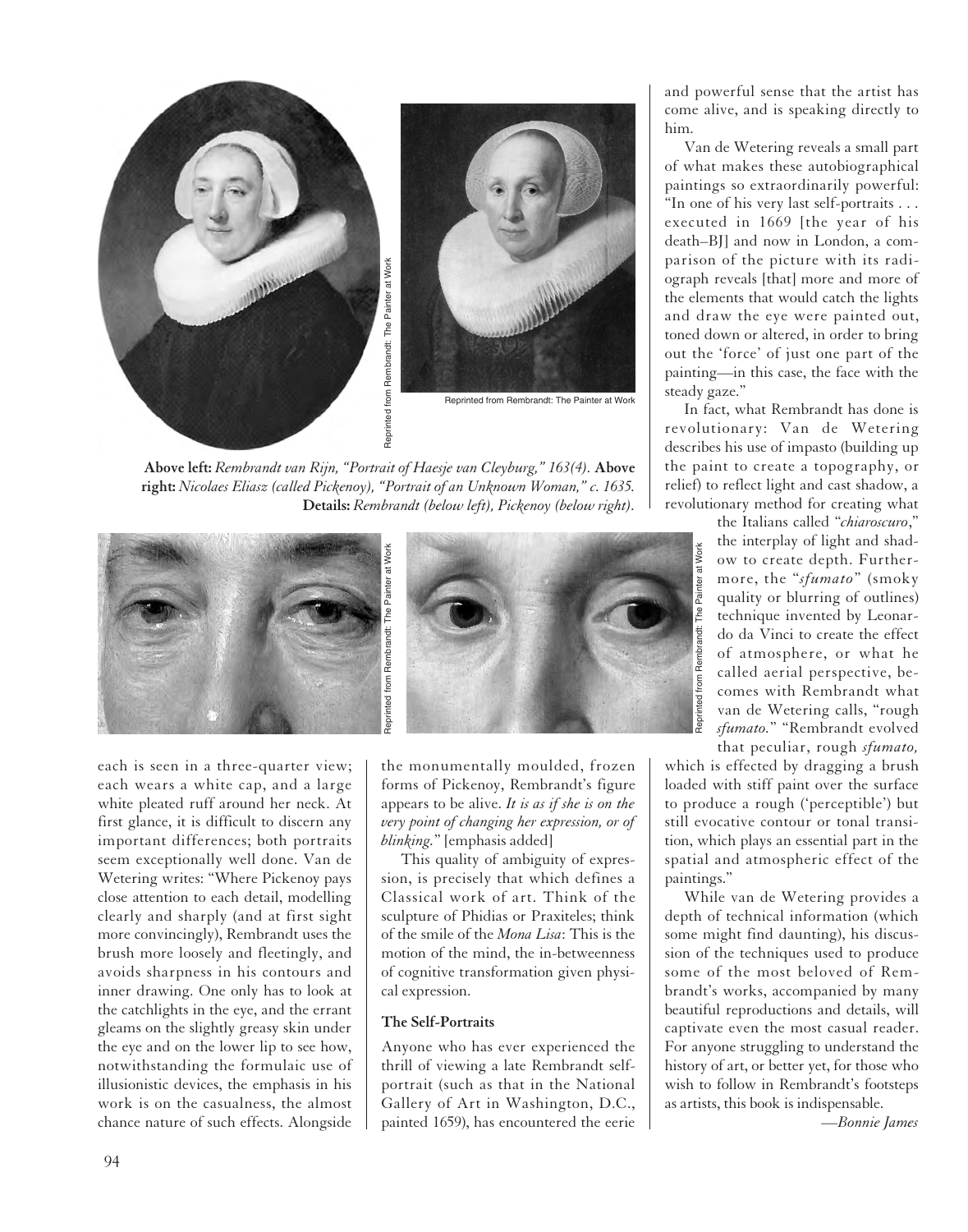**Above left:** *Rembrandt van Rijn, "Portrait of Haesje van Cleyburg," 163(4).* **Above right:** *Nicolaes Eliasz (called Pickenoy), "Portrait of an Unknown Woman," c. 1635.* **Details:** *Rembrandt (below left), Pickenoy (below right).*

Reprinted from Rembrandt: The Painter at Work

each is seen in a three-quarter view; each wears a white cap, and a large white pleated ruff around her neck. At first glance, it is difficult to discern any important differences; both portraits seem exceptionally well done. Van de Wetering writes: "Where Pickenoy pays close attention to each detail, modelling clearly and sharply (and at first sight more convincingly), Rembrandt uses the brush more loosely and fleetingly, and avoids sharpness in his contours and inner drawing. One only has to look at the catchlights in the eye, and the errant gleams on the slightly greasy skin under the eye and on the lower lip to see how, notwithstanding the formulaic use of illusionistic devices, the emphasis in his work is on the casualness, the almost chance nature of such effects. Alongside the monumentally moulded, frozen forms of Pickenoy, Rembrandt's figure appears to be alive. *It is as if she is on the very point of changing her expression, or of blinking.*" [emphasis added]

This quality of ambiguity of expression, is precisely that which defines a Classical work of art. Think of the sculpture of Phidias or Praxiteles; think of the smile of the *Mona Lisa*: This is the motion of the mind, the in-betweenness of cognitive transformation given physical expression.

**The Self-Portraits**

Anyone who has ever experienced the thrill of viewing a late Rembrandt self-portrait (such as that in the National Gallery of Art in Washington, D.C., painted 1659), has encountered the eerie and powerful sense that the artist has come alive, and is speaking directly to him.

Van de Wetering reveals a small part of what makes these autobiographical paintings so extraordinarily powerful: "In one of his very last self-portraits . . . executed in 1669 [the year of his death–BJ] and now in London, a comparison of the picture with its radiograph reveals [that] more and more of the elements that would catch the lights and draw the eye were painted out, toned down or altered, in order to bring out the 'force' of just one part of the painting—in this case, the face with the steady gaze."

In fact, what Rembrandt has done is revolutionary: Van de Wetering describes his use of impasto (building up the paint to create a topography, or relief) to reflect light and cast shadow, a revolutionary method for creating what the Italians called "*chiaroscuro*," the interplay of light and shadow to create depth. Furthermore, the "*sfumato*" (smoky quality or blurring of outlines) technique invented by Leonardo da Vinci to create the effect of atmosphere, or what he called aerial perspective, becomes with Rembrandt what van de Wetering calls, "rough *sfumato*." "Rembrandt evolved that peculiar, rough *sfumato,* which is effected by dragging a brush loaded with stiff paint over the surface to produce a rough ('perceptible') but still evocative contour or tonal transition, which plays an essential part in the spatial and atmospheric effect of the paintings."

While van de Wetering provides a depth of technical information (which some might find daunting), his discussion of the techniques used to produce some of the most beloved of Rembrandt's works, accompanied by many beautiful reproductions and details, will captivate even the most casual reader. For anyone struggling to understand the history of art, or better yet, for those who wish to follow in Rembrandt's footsteps as artists, this book is indispensable.

*—Bonnie James*